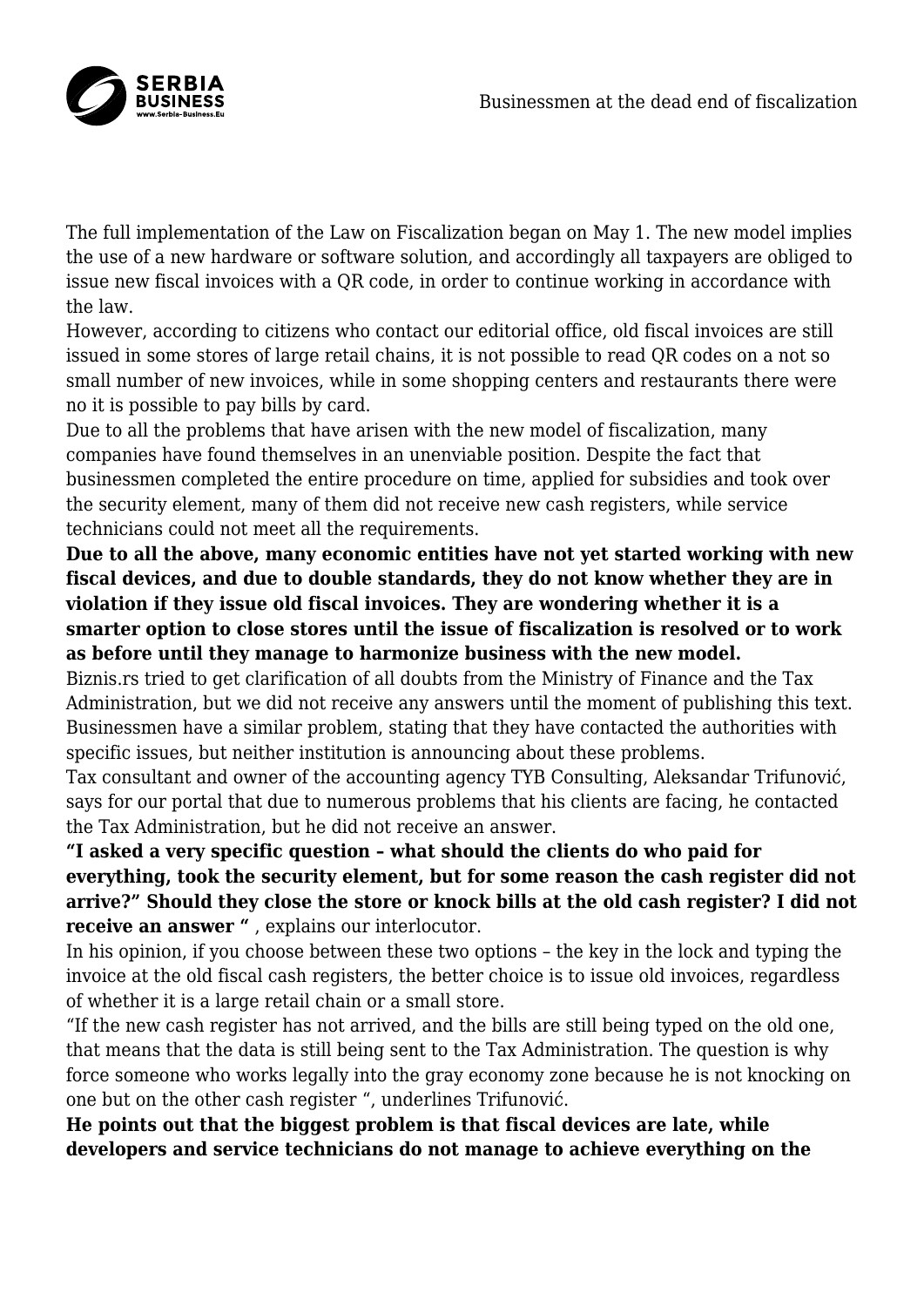The full implementation of the Law on Fiscalization began on May 1. The new model implies the use of a new hardware or software solution, and accordingly all taxpayers are obliged to issue new fiscal invoices with a QR code, in order to continue working in accordance with the law.

However, according to citizens who contact our editorial office, old fiscal invoices are still issued in some stores of large retail chains, it is not possible to read QR codes on a not so small number of new invoices, while in some shopping centers and restaurants there were no it is possible to pay bills by card.

Due to all the problems that have arisen with the new model of fiscalization, many companies have found themselves in an unenviable position. Despite the fact that businessmen completed the entire procedure on time, applied for subsidies and took over the security element, many of them did not receive new cash registers, while service technicians could not meet all the requirements.

**Due to all the above, many economic entities have not yet started working with new fiscal devices, and due to double standards, they do not know whether they are in violation if they issue old fiscal invoices. They are wondering whether it is a smarter option to close stores until the issue of fiscalization is resolved or to work as before until they manage to harmonize business with the new model.**

Biznis.rs tried to get clarification of all doubts from the Ministry of Finance and the Tax Administration, but we did not receive any answers until the moment of publishing this text. Businessmen have a similar problem, stating that they have contacted the authorities with specific issues, but neither institution is announcing about these problems.

Tax consultant and owner of the accounting agency TYB Consulting, Aleksandar Trifunović, says for our portal that due to numerous problems that his clients are facing, he contacted the Tax Administration, but he did not receive an answer.

**"I asked a very specific question – what should the clients do who paid for everything, took the security element, but for some reason the cash register did not arrive?" Should they close the store or knock bills at the old cash register? I did not receive an answer "** , explains our interlocutor.

In his opinion, if you choose between these two options – the key in the lock and typing the invoice at the old fiscal cash registers, the better choice is to issue old invoices, regardless of whether it is a large retail chain or a small store.

"If the new cash register has not arrived, and the bills are still being typed on the old one, that means that the data is still being sent to the Tax Administration. The question is why force someone who works legally into the gray economy zone because he is not knocking on one but on the other cash register ", underlines Trifunović.

**He points out that the biggest problem is that fiscal devices are late, while developers and service technicians do not manage to achieve everything on the**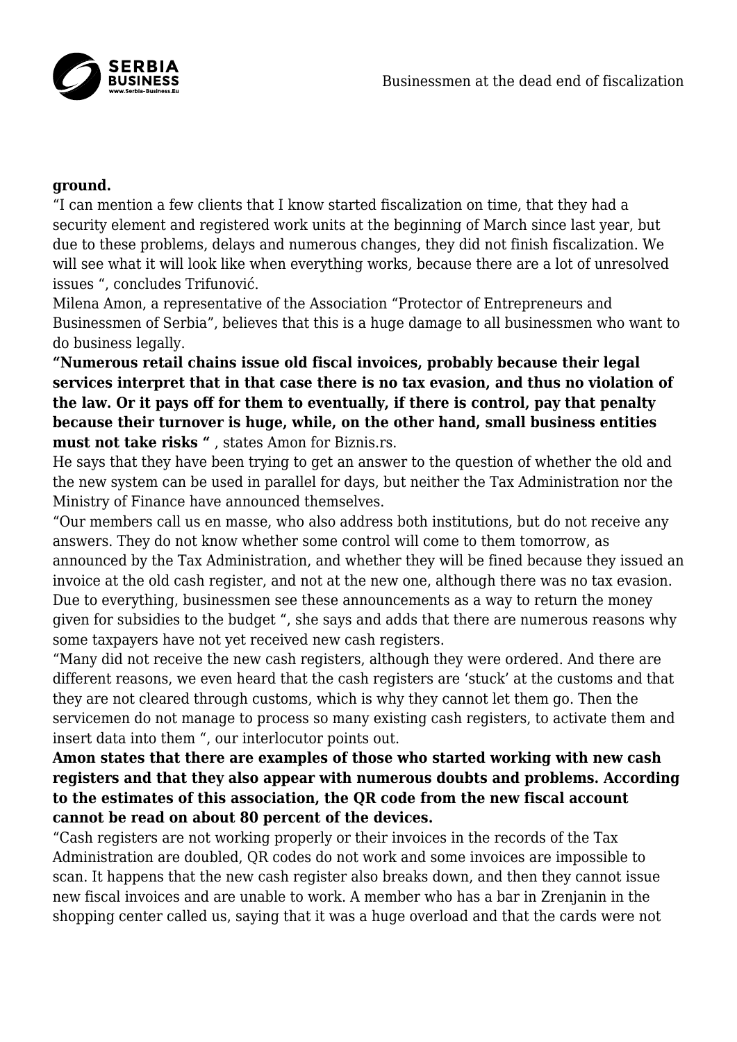**ground.**

"I can mention a few clients that I know started fiscalization on time, that they had a security element and registered work units at the beginning of March since last year, but due to these problems, delays and numerous changes, they did not finish fiscalization. We will see what it will look like when everything works, because there are a lot of unresolved issues ", concludes Trifunović.

Milena Amon, a representative of the Association "Protector of Entrepreneurs and Businessmen of Serbia", believes that this is a huge damage to all businessmen who want to do business legally.

**"Numerous retail chains issue old fiscal invoices, probably because their legal services interpret that in that case there is no tax evasion, and thus no violation of the law. Or it pays off for them to eventually, if there is control, pay that penalty because their turnover is huge, while, on the other hand, small business entities must not take risks "** , states Amon for Biznis.rs.

He says that they have been trying to get an answer to the question of whether the old and the new system can be used in parallel for days, but neither the Tax Administration nor the Ministry of Finance have announced themselves.

"Our members call us en masse, who also address both institutions, but do not receive any answers. They do not know whether some control will come to them tomorrow, as announced by the Tax Administration, and whether they will be fined because they issued an invoice at the old cash register, and not at the new one, although there was no tax evasion. Due to everything, businessmen see these announcements as a way to return the money given for subsidies to the budget ", she says and adds that there are numerous reasons why some taxpayers have not yet received new cash registers.

"Many did not receive the new cash registers, although they were ordered. And there are different reasons, we even heard that the cash registers are 'stuck' at the customs and that they are not cleared through customs, which is why they cannot let them go. Then the servicemen do not manage to process so many existing cash registers, to activate them and insert data into them ", our interlocutor points out.

**Amon states that there are examples of those who started working with new cash registers and that they also appear with numerous doubts and problems. According to the estimates of this association, the QR code from the new fiscal account cannot be read on about 80 percent of the devices.**

"Cash registers are not working properly or their invoices in the records of the Tax Administration are doubled, QR codes do not work and some invoices are impossible to scan. It happens that the new cash register also breaks down, and then they cannot issue new fiscal invoices and are unable to work. A member who has a bar in Zrenjanin in the shopping center called us, saying that it was a huge overload and that the cards were not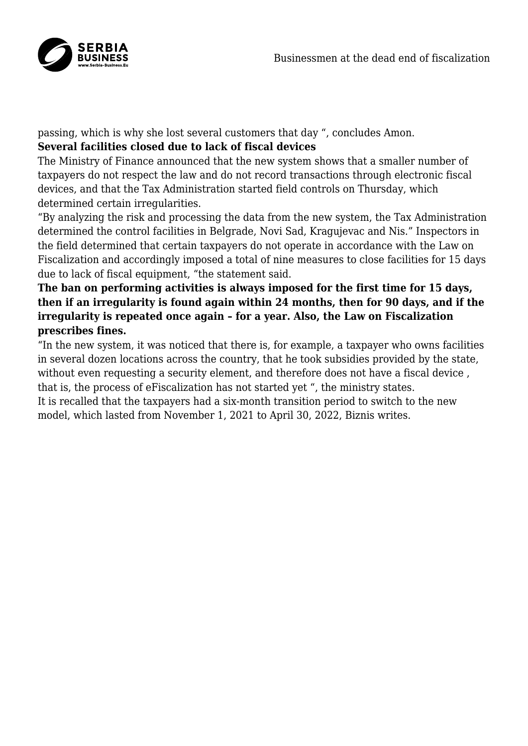passing, which is why she lost several customers that day ", concludes Amon.

**Several facilities closed due to lack of fiscal devices**

The Ministry of Finance announced that the new system shows that a smaller number of taxpayers do not respect the law and do not record transactions through electronic fiscal devices, and that the Tax Administration started field controls on Thursday, which determined certain irregularities.

"By analyzing the risk and processing the data from the new system, the Tax Administration determined the control facilities in Belgrade, Novi Sad, Kragujevac and Nis." Inspectors in the field determined that certain taxpayers do not operate in accordance with the Law on Fiscalization and accordingly imposed a total of nine measures to close facilities for 15 days due to lack of fiscal equipment, "the statement said.

**The ban on performing activities is always imposed for the first time for 15 days, then if an irregularity is found again within 24 months, then for 90 days, and if the irregularity is repeated once again – for a year. Also, the Law on Fiscalization prescribes fines.**

"In the new system, it was noticed that there is, for example, a taxpayer who owns facilities in several dozen locations across the country, that he took subsidies provided by the state, without even requesting a security element, and therefore does not have a fiscal device , that is, the process of eFiscalization has not started yet ", the ministry states.

It is recalled that the taxpayers had a six-month transition period to switch to the new model, which lasted from November 1, 2021 to April 30, 2022, Biznis writes.